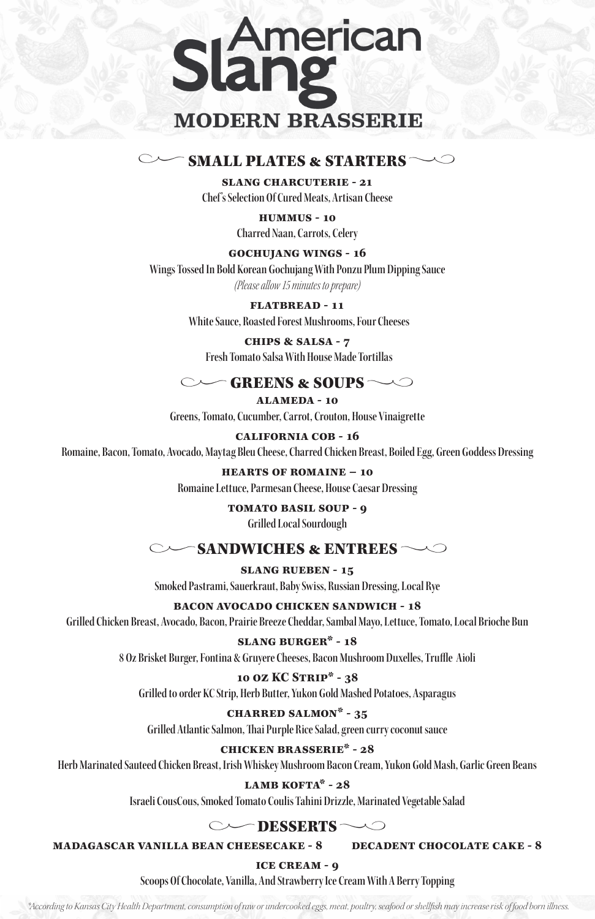# American Slang

## MODERN BRASSERIE

## SMALL PLATES & STARTERS

**SLANG CHARCUTERIE - 21**
Chef's Selection Of Cured Meats, Artisan Cheese

**HUMMUS - 10**
Charred Naan, Carrots, Celery

**GOCHUJANG WINGS - 16**
Wings Tossed In Bold Korean Gochujang With Ponzu Plum Dipping Sauce
*(Please allow 15 minutes to prepare)*

**FLATBREAD - 11**
White Sauce, Roasted Forest Mushrooms, Four Cheeses

**CHIPS & SALSA - 7**
Fresh Tomato Salsa With House Made Tortillas

## GREENS & SOUPS

**ALAMEDA - 10**
Greens, Tomato, Cucumber, Carrot, Crouton, House Vinaigrette

**CALIFORNIA COB - 16**
Romaine, Bacon, Tomato, Avocado, Maytag Bleu Cheese, Charred Chicken Breast, Boiled Egg, Green Goddess Dressing

**HEARTS OF ROMAINE – 10**
Romaine Lettuce, Parmesan Cheese, House Caesar Dressing

**TOMATO BASIL SOUP - 9**
Grilled Local Sourdough

## SANDWICHES & ENTREES

**SLANG RUEBEN - 15**
Smoked Pastrami, Sauerkraut, Baby Swiss, Russian Dressing, Local Rye

**BACON AVOCADO CHICKEN SANDWICH - 18**
Grilled Chicken Breast, Avocado, Bacon, Prairie Breeze Cheddar, Sambal Mayo, Lettuce, Tomato, Local Brioche Bun

**SLANG BURGER* - 18**
8 Oz Brisket Burger, Fontina & Gruyere Cheeses, Bacon Mushroom Duxelles, Truffle Aioli

**10 OZ KC STRIP* - 38**
Grilled to order KC Strip, Herb Butter, Yukon Gold Mashed Potatoes, Asparagus

**CHARRED SALMON* - 35**
Grilled Atlantic Salmon, Thai Purple Rice Salad, green curry coconut sauce

**CHICKEN BRASSERIE* - 28**
Herb Marinated Sauteed Chicken Breast, Irish Whiskey Mushroom Bacon Cream, Yukon Gold Mash, Garlic Green Beans

**LAMB KOFTA* - 28**
Israeli CousCous, Smoked Tomato Coulis Tahini Drizzle, Marinated Vegetable Salad

## DESSERTS

**MADAGASCAR VANILLA BEAN CHEESECAKE - 8**

**DECADENT CHOCOLATE CAKE - 8**

**ICE CREAM - 9**
Scoops Of Chocolate, Vanilla, And Strawberry Ice Cream With A Berry Topping

*\*According to Kansas City Health Department, consumption of raw or undercooked eggs, meat, poultry, seafood or shellfish may increase risk of food born illness.*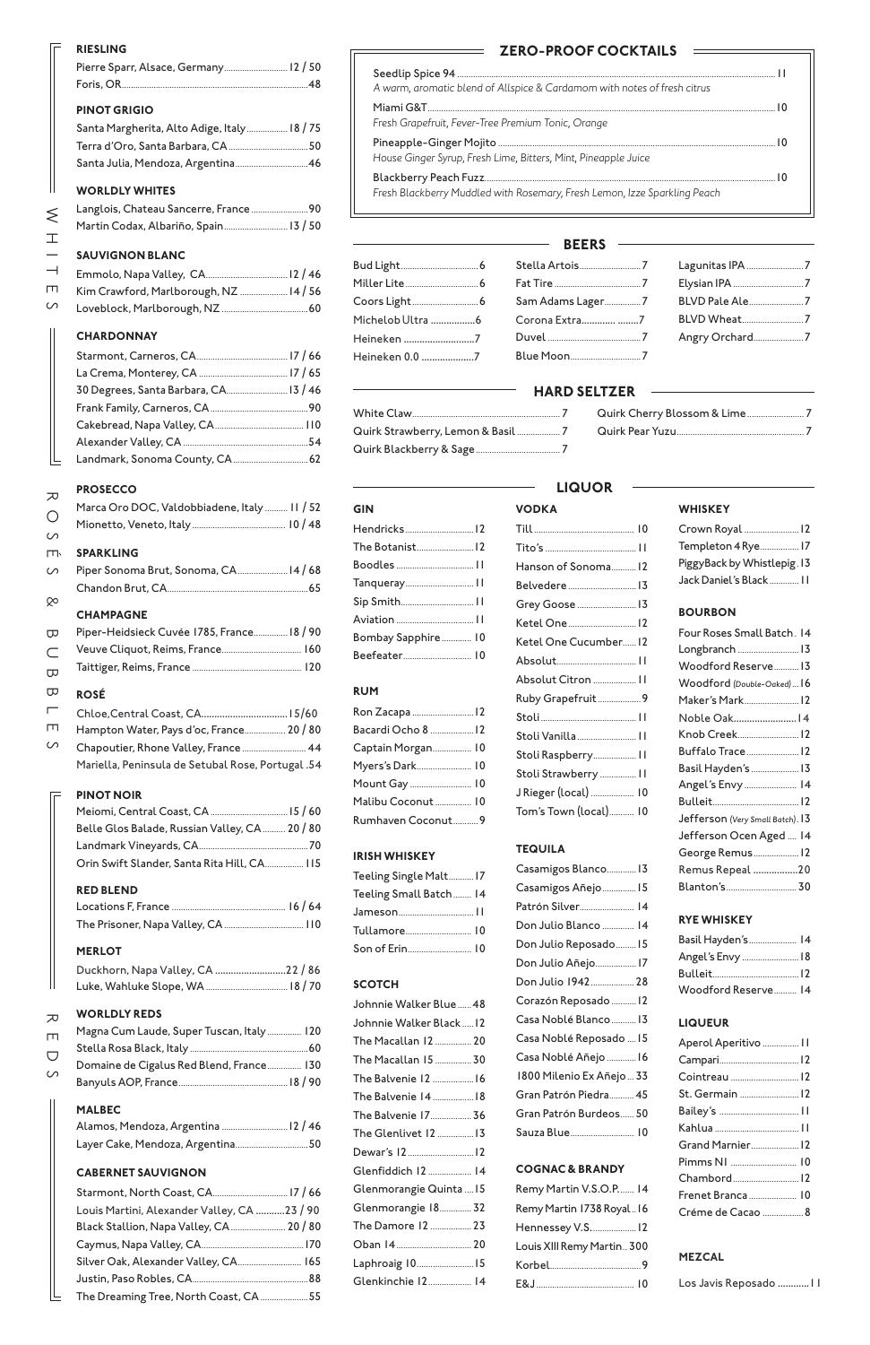# WHITES

## RIESLING

Pierre Sparr, Alsace, Germany ... 12 / 50
Foris, OR ... 48

## PINOT GRIGIO

Santa Margherita, Alto Adige, Italy ... 18 / 75
Terra d'Oro, Santa Barbara, CA ... 50
Santa Julia, Mendoza, Argentina ... 46

## WORLDLY WHITES

Langlois, Chateau Sancerre, France ... 90
Martin Codax, Albariño, Spain ... 13 / 50

## SAUVIGNON BLANC

Emmolo, Napa Valley, CA ... 12 / 46
Kim Crawford, Marlborough, NZ ... 14 / 56
Loveblock, Marlborough, NZ ... 60

## CHARDONNAY

Starmont, Carneros, CA ... 17 / 66
La Crema, Monterey, CA ... 17 / 65
30 Degrees, Santa Barbara, CA ... 13 / 46
Frank Family, Carneros, CA ... 90
Cakebread, Napa Valley, CA ... 110
Alexander Valley, CA ... 54
Landmark, Sonoma County, CA ... 62

# ROSÉS & BUBBLES

## PROSECCO

Marca Oro DOC, Valdobbiadene, Italy ... 11 / 52
Mionetto, Veneto, Italy ... 10 / 48

## SPARKLING

Piper Sonoma Brut, Sonoma, CA ... 14 / 68
Chandon Brut, CA ... 65

## CHAMPAGNE

Piper-Heidsieck Cuvée 1785, France ... 18 / 90
Veuve Cliquot, Reims, France ... 160
Taittiger, Reims, France ... 120

## ROSÉ

Chloe, Central Coast, CA ... 15/60
Hampton Water, Pays d'oc, France ... 20 / 80
Chapoutier, Rhone Valley, France ... 44
Mariella, Peninsula de Setubal Rose, Portugal ... 54

# REDS

## PINOT NOIR

Meiomi, Central Coast, CA ... 15 / 60
Belle Glos Balade, Russian Valley, CA ... 20 / 80
Landmark Vineyards, CA ... 70
Orin Swift Slander, Santa Rita Hill, CA ... 115

## RED BLEND

Locations F, France ... 16 / 64
The Prisoner, Napa Valley, CA ... 110

## MERLOT

Duckhorn, Napa Valley, CA ... 22 / 86
Luke, Wahluke Slope, WA ... 18 / 70

## WORLDLY REDS

Magna Cum Laude, Super Tuscan, Italy ... 120
Stella Rosa Black, Italy ... 60
Domaine de Cigalus Red Blend, France ... 130
Banyuls AOP, France ... 18 / 90

## MALBEC

Alamos, Mendoza, Argentina ... 12 / 46
Layer Cake, Mendoza, Argentina ... 50

## CABERNET SAUVIGNON

Starmont, North Coast, CA ... 17 / 66
Louis Martini, Alexander Valley, CA ... 23 / 90
Black Stallion, Napa Valley, CA ... 20 / 80
Caymus, Napa Valley, CA ... 170
Silver Oak, Alexander Valley, CA ... 165
Justin, Paso Robles, CA ... 88
The Dreaming Tree, North Coast, CA ... 55

# ZERO-PROOF COCKTAILS

Seedlip Spice 94 ... 11
*A warm, aromatic blend of Allspice & Cardamom with notes of fresh citrus*

Miami G&T ... 10
*Fresh Grapefruit, Fever-Tree Premium Tonic, Orange*

Pineapple-Ginger Mojito ... 10
*House Ginger Syrup, Fresh Lime, Bitters, Mint, Pineapple Juice*

Blackberry Peach Fuzz ... 10
*Fresh Blackberry Muddled with Rosemary, Fresh Lemon, Izze Sparkling Peach*

# BEERS

Bud Light ... 6
Miller Lite ... 6
Coors Light ... 6
Michelob Ultra ... 6
Heineken ... 7
Heineken 0.0 ... 7
Stella Artois ... 7
Fat Tire ... 7
Sam Adams Lager ... 7
Corona Extra ... 7
Duvel ... 7
Blue Moon ... 7
Lagunitas IPA ... 7
Elysian IPA ... 7
BLVD Pale Ale ... 7
BLVD Wheat ... 7
Angry Orchard ... 7

# HARD SELTZER

White Claw ... 7
Quirk Strawberry, Lemon & Basil ... 7
Quirk Blackberry & Sage ... 7
Quirk Cherry Blossom & Lime ... 7
Quirk Pear Yuzu ... 7

# LIQUOR

## GIN

Hendricks ... 12
The Botanist ... 12
Boodles ... 11
Tanqueray ... 11
Sip Smith ... 11
Aviation ... 11
Bombay Sapphire ... 10
Beefeater ... 10

## RUM

Ron Zacapa ... 12
Bacardi Ocho 8 ... 12
Captain Morgan ... 10
Myers's Dark ... 10
Mount Gay ... 10
Malibu Coconut ... 10
Rumhaven Coconut ... 9

## IRISH WHISKEY

Teeling Single Malt ... 17
Teeling Small Batch ... 14
Jameson ... 11
Tullamore ... 10
Son of Erin ... 10

## SCOTCH

Johnnie Walker Blue ... 48
Johnnie Walker Black ... 12
The Macallan 12 ... 20
The Macallan 15 ... 30
The Balvenie 12 ... 16
The Balvenie 14 ... 18
The Balvenie 17 ... 36
The Glenlivet 12 ... 13
Dewar's 12 ... 12
Glenfiddich 12 ... 14
Glenmorangie Quinta ... 15
Glenmorangie 18 ... 32
The Damore 12 ... 23
Oban 14 ... 20
Laphroaig 10 ... 15
Glenkinchie 12 ... 14

## VODKA

Till ... 10
Tito's ... 11
Hanson of Sonoma ... 12
Belvedere ... 13
Grey Goose ... 13
Ketel One ... 12
Ketel One Cucumber ... 12
Absolut ... 11
Absolut Citron ... 11
Ruby Grapefruit ... 9
Stoli ... 11
Stoli Vanilla ... 11
Stoli Raspberry ... 11
Stoli Strawberry ... 11
J Rieger (local) ... 10
Tom's Town (local) ... 10

## TEQUILA

Casamigos Blanco ... 13
Casamigos Añejo ... 15
Patrón Silver ... 14
Don Julio Blanco ... 14
Don Julio Reposado ... 15
Don Julio Añejo ... 17
Don Julio 1942 ... 28
Corazón Reposado ... 12
Casa Noblé Blanco ... 13
Casa Noblé Reposado ... 15
Casa Noblé Añejo ... 16
1800 Milenio Ex Añejo ... 33
Gran Patrón Piedra ... 45
Gran Patrón Burdeos ... 50
Sauza Blue ... 10

## COGNAC & BRANDY

Remy Martin V.S.O.P. ... 14
Remy Martin 1738 Royal ... 16
Hennessey V.S. ... 12
Louis XIII Remy Martin ... 300
Korbel ... 9
E&J ... 10

## WHISKEY

Crown Royal ... 12
Templeton 4 Rye ... 17
PiggyBack by Whistlepig ... 13
Jack Daniel's Black ... 11

## BOURBON

Four Roses Small Batch ... 14
Longbranch ... 13
Woodford Reserve ... 13
Woodford *(Double-Oaked)* ... 16
Maker's Mark ... 12
Noble Oak ... 14
Knob Creek ... 12
Buffalo Trace ... 12
Basil Hayden's ... 13
Angel's Envy ... 14
Bulleit ... 12
Jefferson *(Very Small Batch)* ... 13
Jefferson Ocen Aged ... 14
George Remus ... 12
Remus Repeal ... 20
Blanton's ... 30

## RYE WHISKEY

Basil Hayden's ... 14
Angel's Envy ... 18
Bulleit ... 12
Woodford Reserve ... 14

## LIQUEUR

Aperol Aperitivo ... 11
Campari ... 12
Cointreau ... 12
St. Germain ... 12
Bailey's ... 11
Kahlua ... 11
Grand Marnier ... 12
Pimms N1 ... 10
Chambord ... 12
Frenet Branca ... 10
Créme de Cacao ... 8

## MEZCAL

Los Javis Reposado ... 11